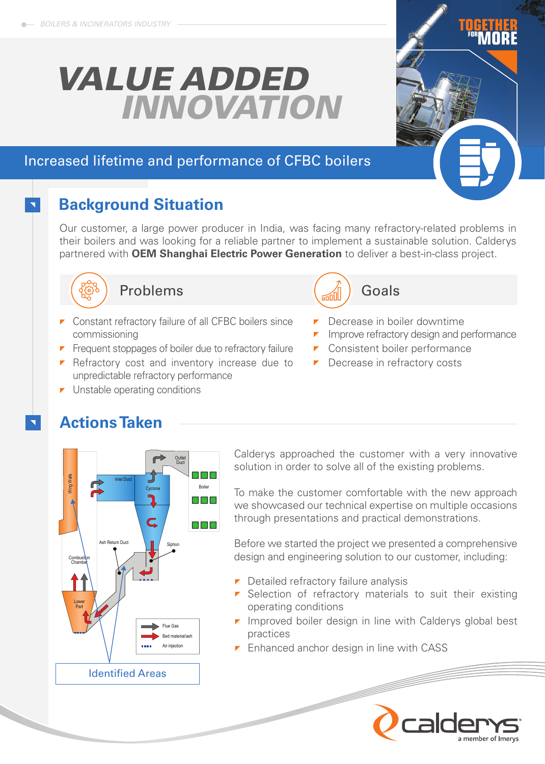BOILERS & INCINERATORS INDUSTRY

TOGETHER FOR MORE

# VALUE ADDED INNOVATION

## Increased lifetime and performance of CFBC boilers

## Background Situation

Our customer, a large power producer in India, was facing many refractory-related problems in their boilers and was looking for a reliable partner to implement a sustainable solution. Calderys partnered with **OEM Shanghai Electric Power Generation** to deliver a best-in-class project.

### Problems

- Constant refractory failure of all CFBC boilers since commissioning
- Frequent stoppages of boiler due to refractory failure
- Refractory cost and inventory increase due to unpredictable refractory performance
- Unstable operating conditions

### Goals

- Decrease in boiler downtime
- Improve refractory design and performance
- Consistent boiler performance
- Decrease in refractory costs

## Actions Taken

Wing Walls, Inlet Duct, Outlet Duct, Cyclone, Boiler, Ash Return Duct, Siphon, Combustion Chamber, Lower Part

Flue Gas, Bed material/ash, Air injection

Identified Areas

Calderys approached the customer with a very innovative solution in order to solve all of the existing problems.

To make the customer comfortable with the new approach we showcased our technical expertise on multiple occasions through presentations and practical demonstrations.

Before we started the project we presented a comprehensive design and engineering solution to our customer, including:

- Detailed refractory failure analysis
- Selection of refractory materials to suit their existing operating conditions
- Improved boiler design in line with Calderys global best practices
- Enhanced anchor design in line with CASS

calderys
a member of Imerys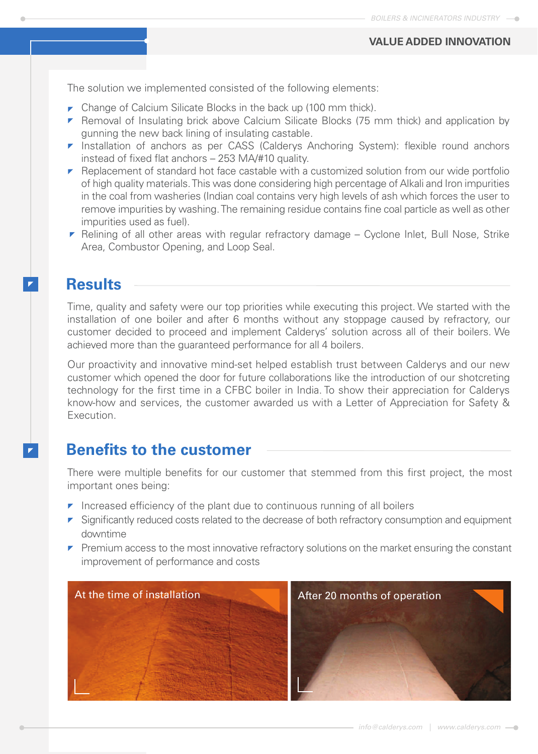The solution we implemented consisted of the following elements:

- Change of Calcium Silicate Blocks in the back up (100 mm thick).
- Removal of Insulating brick above Calcium Silicate Blocks (75 mm thick) and application by gunning the new back lining of insulating castable.
- Installation of anchors as per CASS (Calderys Anchoring System): flexible round anchors instead of fixed flat anchors – 253 MA/#10 quality.
- Replacement of standard hot face castable with a customized solution from our wide portfolio of high quality materials. This was done considering high percentage of Alkali and Iron impurities in the coal from washeries (Indian coal contains very high levels of ash which forces the user to remove impurities by washing. The remaining residue contains fine coal particle as well as other impurities used as fuel).
- Relining of all other areas with regular refractory damage – Cyclone Inlet, Bull Nose, Strike Area, Combustor Opening, and Loop Seal.

## Results

Time, quality and safety were our top priorities while executing this project. We started with the installation of one boiler and after 6 months without any stoppage caused by refractory, our customer decided to proceed and implement Calderys' solution across all of their boilers. We achieved more than the guaranteed performance for all 4 boilers.

Our proactivity and innovative mind-set helped establish trust between Calderys and our new customer which opened the door for future collaborations like the introduction of our shotcreting technology for the first time in a CFBC boiler in India. To show their appreciation for Calderys know-how and services, the customer awarded us with a Letter of Appreciation for Safety & Execution.

## Benefits to the customer

There were multiple benefits for our customer that stemmed from this first project, the most important ones being:

- Increased efficiency of the plant due to continuous running of all boilers
- Significantly reduced costs related to the decrease of both refractory consumption and equipment downtime
- Premium access to the most innovative refractory solutions on the market ensuring the constant improvement of performance and costs

At the time of installation

After 20 months of operation